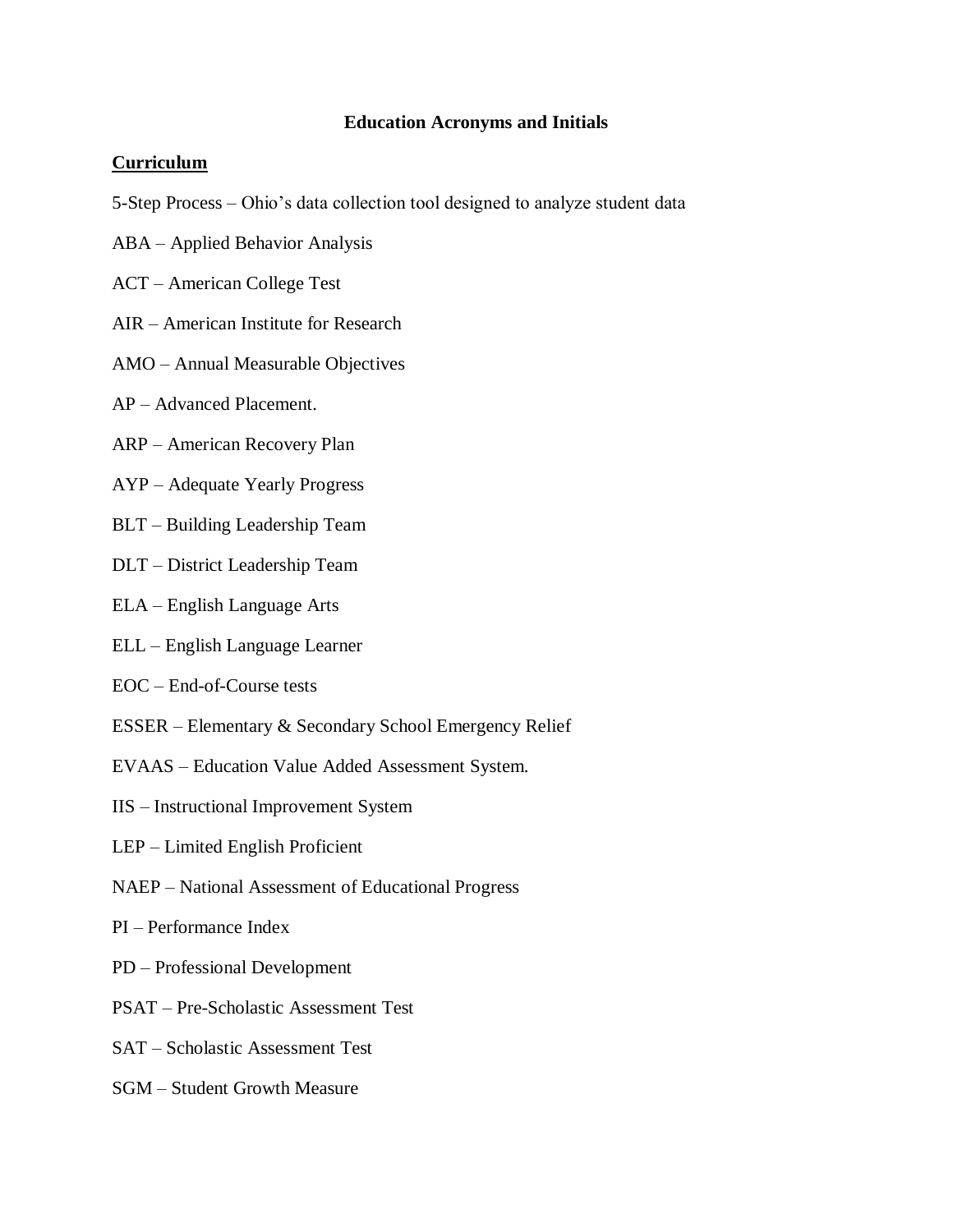# Education Acronyms and Initials

## Curriculum

5-Step Process – Ohio's data collection tool designed to analyze student data

ABA – Applied Behavior Analysis

ACT – American College Test

AIR – American Institute for Research

AMO – Annual Measurable Objectives

AP – Advanced Placement.

ARP – American Recovery Plan

AYP – Adequate Yearly Progress

BLT – Building Leadership Team

DLT – District Leadership Team

ELA – English Language Arts

ELL – English Language Learner

EOC – End-of-Course tests

ESSER – Elementary & Secondary School Emergency Relief

EVAAS – Education Value Added Assessment System.

IIS – Instructional Improvement System

LEP – Limited English Proficient

NAEP – National Assessment of Educational Progress

PI – Performance Index

PD – Professional Development

PSAT – Pre-Scholastic Assessment Test

SAT – Scholastic Assessment Test

SGM – Student Growth Measure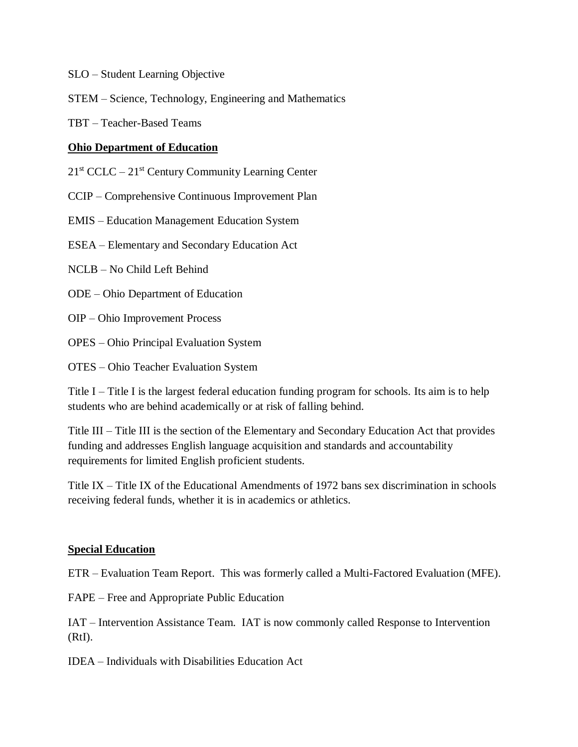SLO – Student Learning Objective

STEM – Science, Technology, Engineering and Mathematics

TBT – Teacher-Based Teams

**Ohio Department of Education**

21st CCLC – 21st Century Community Learning Center

CCIP – Comprehensive Continuous Improvement Plan

EMIS – Education Management Education System

ESEA – Elementary and Secondary Education Act

NCLB – No Child Left Behind

ODE – Ohio Department of Education

OIP – Ohio Improvement Process

OPES – Ohio Principal Evaluation System

OTES – Ohio Teacher Evaluation System

Title I – Title I is the largest federal education funding program for schools. Its aim is to help students who are behind academically or at risk of falling behind.

Title III – Title III is the section of the Elementary and Secondary Education Act that provides funding and addresses English language acquisition and standards and accountability requirements for limited English proficient students.

Title IX – Title IX of the Educational Amendments of 1972 bans sex discrimination in schools receiving federal funds, whether it is in academics or athletics.

**Special Education**

ETR – Evaluation Team Report. This was formerly called a Multi-Factored Evaluation (MFE).

FAPE – Free and Appropriate Public Education

IAT – Intervention Assistance Team. IAT is now commonly called Response to Intervention (RtI).

IDEA – Individuals with Disabilities Education Act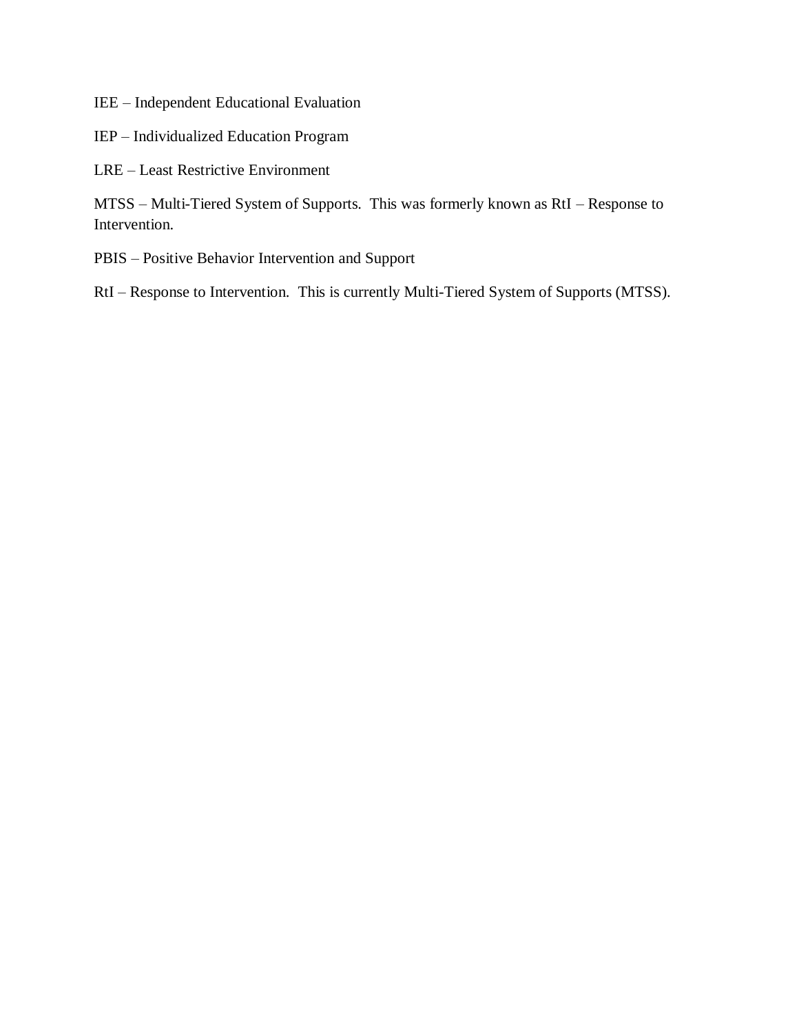IEE – Independent Educational Evaluation

IEP – Individualized Education Program

LRE – Least Restrictive Environment

MTSS – Multi-Tiered System of Supports.  This was formerly known as RtI – Response to Intervention.

PBIS – Positive Behavior Intervention and Support

RtI – Response to Intervention.  This is currently Multi-Tiered System of Supports (MTSS).